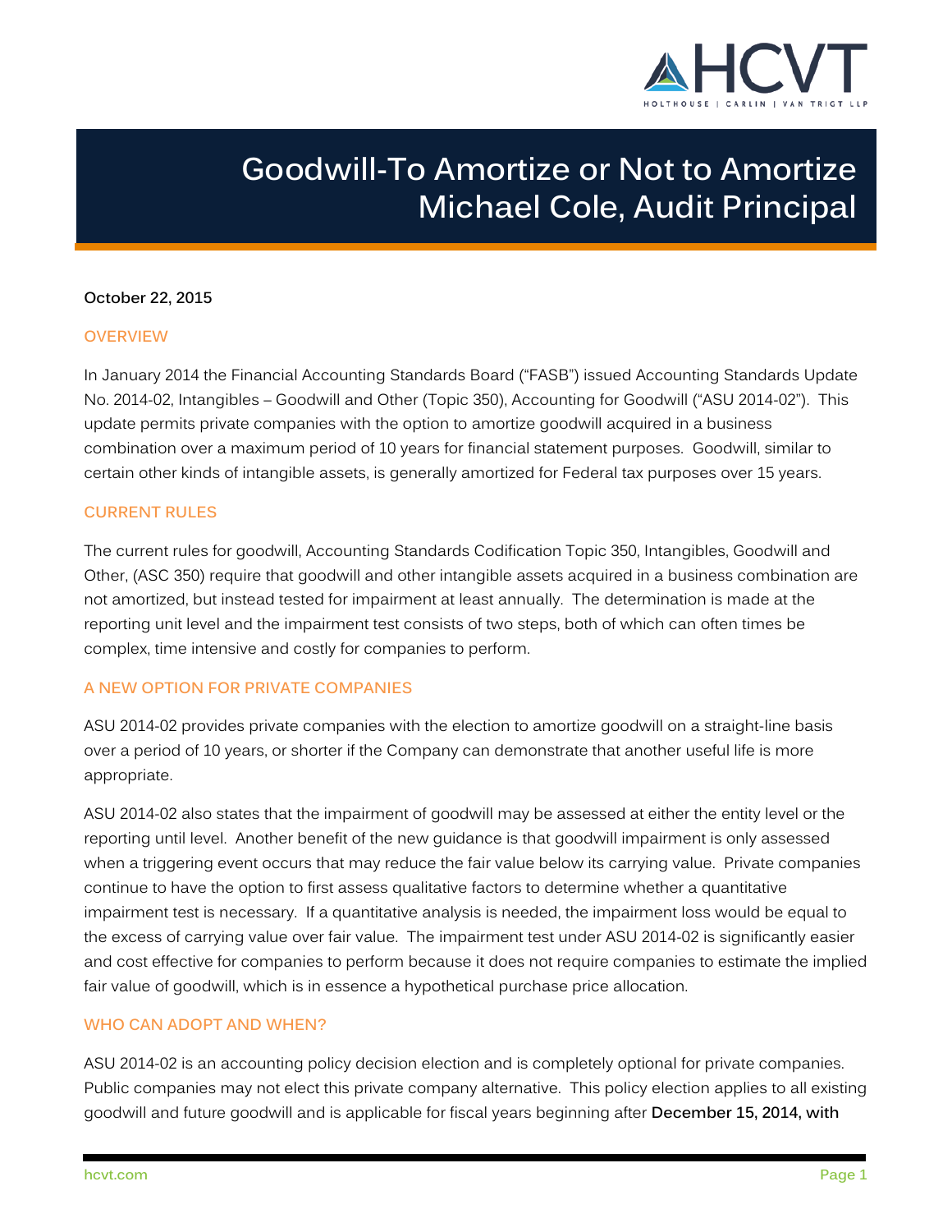# Goodwill-To Amortize or Not to Amortize
# Michael Cole, Audit Principal

**October 22, 2015**

## OVERVIEW

In January 2014 the Financial Accounting Standards Board ("FASB") issued Accounting Standards Update No. 2014-02, Intangibles – Goodwill and Other (Topic 350), Accounting for Goodwill ("ASU 2014-02"). This update permits private companies with the option to amortize goodwill acquired in a business combination over a maximum period of 10 years for financial statement purposes. Goodwill, similar to certain other kinds of intangible assets, is generally amortized for Federal tax purposes over 15 years.

## CURRENT RULES

The current rules for goodwill, Accounting Standards Codification Topic 350, Intangibles, Goodwill and Other, (ASC 350) require that goodwill and other intangible assets acquired in a business combination are not amortized, but instead tested for impairment at least annually. The determination is made at the reporting unit level and the impairment test consists of two steps, both of which can often times be complex, time intensive and costly for companies to perform.

## A NEW OPTION FOR PRIVATE COMPANIES

ASU 2014-02 provides private companies with the election to amortize goodwill on a straight-line basis over a period of 10 years, or shorter if the Company can demonstrate that another useful life is more appropriate.

ASU 2014-02 also states that the impairment of goodwill may be assessed at either the entity level or the reporting until level. Another benefit of the new guidance is that goodwill impairment is only assessed when a triggering event occurs that may reduce the fair value below its carrying value. Private companies continue to have the option to first assess qualitative factors to determine whether a quantitative impairment test is necessary. If a quantitative analysis is needed, the impairment loss would be equal to the excess of carrying value over fair value. The impairment test under ASU 2014-02 is significantly easier and cost effective for companies to perform because it does not require companies to estimate the implied fair value of goodwill, which is in essence a hypothetical purchase price allocation.

## WHO CAN ADOPT AND WHEN?

ASU 2014-02 is an accounting policy decision election and is completely optional for private companies. Public companies may not elect this private company alternative. This policy election applies to all existing goodwill and future goodwill and is applicable for fiscal years beginning after **December 15, 2014, with**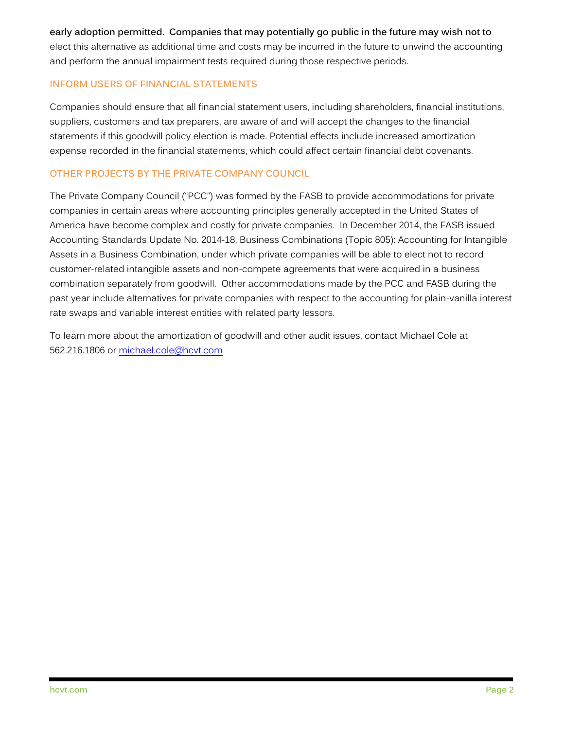**early adoption permitted. Companies that may potentially go public in the future may wish not to** elect this alternative as additional time and costs may be incurred in the future to unwind the accounting and perform the annual impairment tests required during those respective periods.

## INFORM USERS OF FINANCIAL STATEMENTS

Companies should ensure that all financial statement users, including shareholders, financial institutions, suppliers, customers and tax preparers, are aware of and will accept the changes to the financial statements if this goodwill policy election is made. Potential effects include increased amortization expense recorded in the financial statements, which could affect certain financial debt covenants.

## OTHER PROJECTS BY THE PRIVATE COMPANY COUNCIL

The Private Company Council ("PCC") was formed by the FASB to provide accommodations for private companies in certain areas where accounting principles generally accepted in the United States of America have become complex and costly for private companies. In December 2014, the FASB issued Accounting Standards Update No. 2014-18, Business Combinations (Topic 805): Accounting for Intangible Assets in a Business Combination, under which private companies will be able to elect not to record customer-related intangible assets and non-compete agreements that were acquired in a business combination separately from goodwill. Other accommodations made by the PCC and FASB during the past year include alternatives for private companies with respect to the accounting for plain-vanilla interest rate swaps and variable interest entities with related party lessors.

To learn more about the amortization of goodwill and other audit issues, contact Michael Cole at 562.216.1806 or [michael.cole@hcvt.com](mailto:michael.cole@hcvt.com)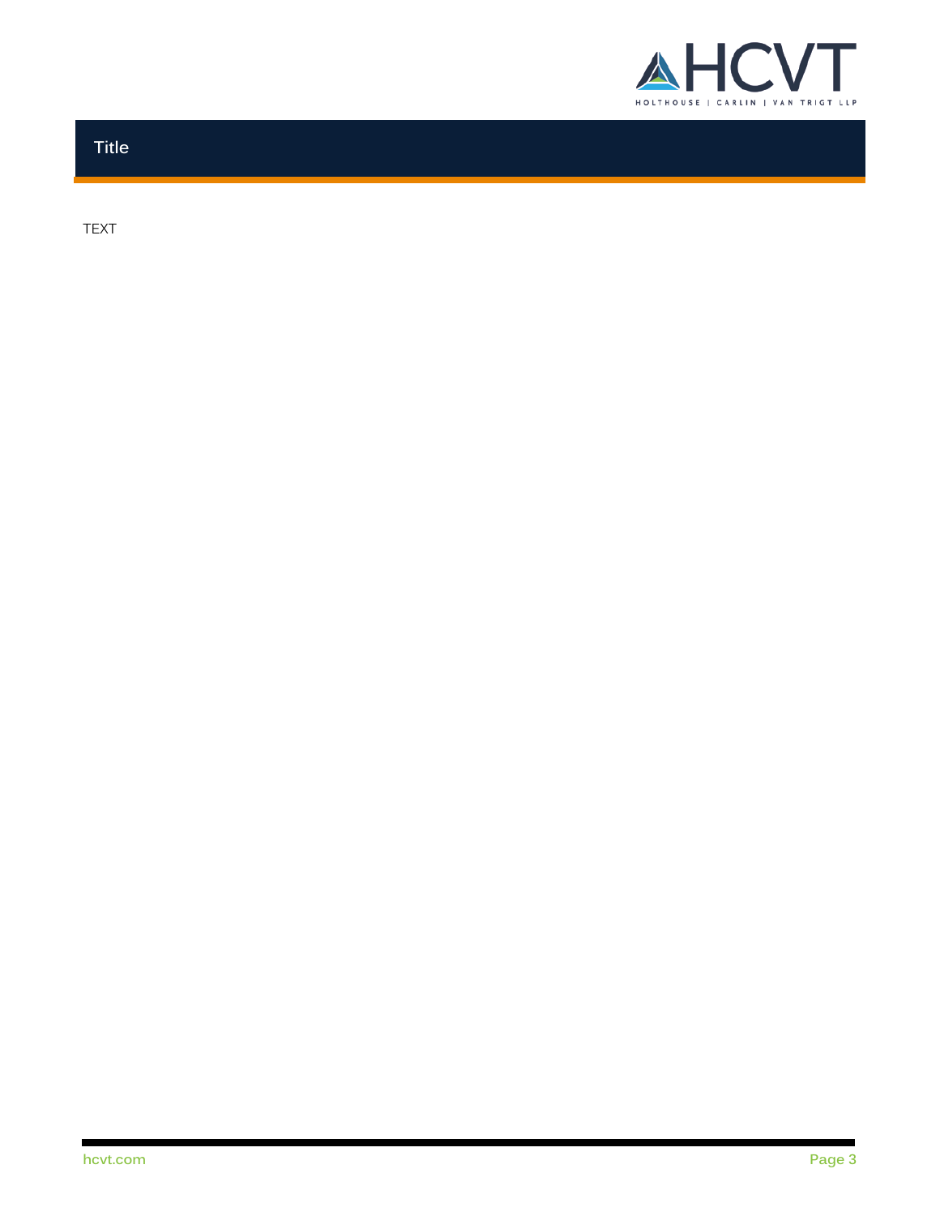## Title

TEXT